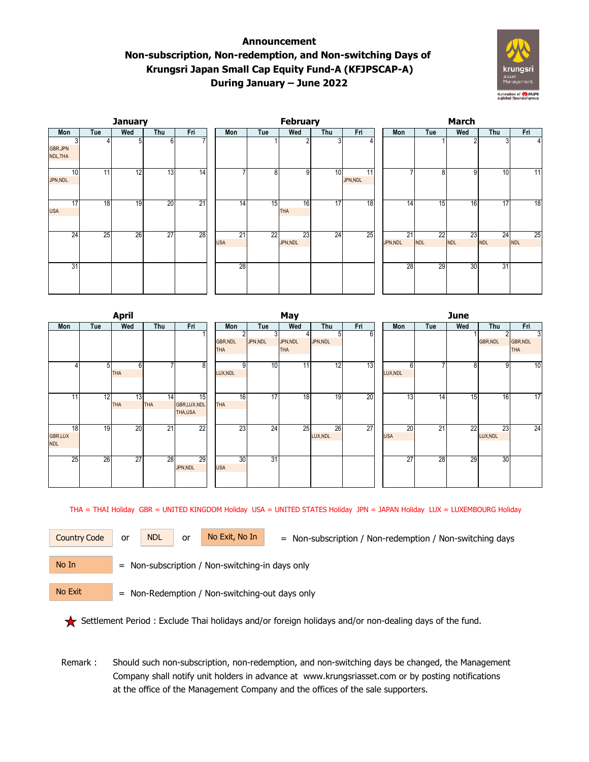# Announcement
## Non-subscription, Non-redemption, and Non-switching Days of Krungsri Japan Small Cap Equity Fund-A (KFJPSCAP-A) During January – June 2022

### January

| Mon | Tue | Wed | Thu | Fri |
|---|---|---|---|---|
| 3 GBR,JPN NDL,THA | 4 | 5 | 6 | 7 |
| 10 JPN,NDL | 11 | 12 | 13 | 14 |
| 17 USA | 18 | 19 | 20 | 21 |
| 24 | 25 | 26 | 27 | 28 |
| 31 | | | | |

### February

| Mon | Tue | Wed | Thu | Fri |
|---|---|---|---|---|
| | 1 | 2 | 3 | 4 |
| 7 | 8 | 9 | 10 | 11 JPN,NDL |
| 14 | 15 | 16 THA | 17 | 18 |
| 21 USA | 22 | 23 JPN,NDL | 24 | 25 |
| 28 | | | | |

### March

| Mon | Tue | Wed | Thu | Fri |
|---|---|---|---|---|
| | 1 | 2 | 3 | 4 |
| 7 | 8 | 9 | 10 | 11 |
| 14 | 15 | 16 | 17 | 18 |
| 21 JPN,NDL | 22 NDL | 23 NDL | 24 NDL | 25 NDL |
| 28 | 29 | 30 | 31 | |

### April

| Mon | Tue | Wed | Thu | Fri |
|---|---|---|---|---|
| | | | | 1 |
| 4 | 5 | 6 THA | 7 | 8 |
| 11 | 12 | 13 THA | 14 THA | 15 GBR,LUX,NDL THA,USA |
| 18 GBR,LUX NDL | 19 | 20 | 21 | 22 |
| 25 | 26 | 27 | 28 | 29 JPN,NDL |

### May

| Mon | Tue | Wed | Thu | Fri |
|---|---|---|---|---|
| 2 GBR,NDL THA | 3 JPN,NDL | 4 JPN,NDL THA | 5 JPN,NDL | 6 |
| 9 LUX,NDL | 10 | 11 | 12 | 13 |
| 16 THA | 17 | 18 | 19 | 20 |
| 23 | 24 | 25 | 26 LUX,NDL | 27 |
| 30 USA | 31 | | | |

### June

| Mon | Tue | Wed | Thu | Fri |
|---|---|---|---|---|
| | | 1 | 2 GBR,NDL | 3 GBR,NDL THA |
| 6 LUX,NDL | 7 | 8 | 9 | 10 |
| 13 | 14 | 15 | 16 | 17 |
| 20 USA | 21 | 22 | 23 LUX,NDL | 24 |
| 27 | 28 | 29 | 30 | |

THA = THAI Holiday GBR = UNITED KINGDOM Holiday USA = UNITED STATES Holiday JPN = JAPAN Holiday LUX = LUXEMBOURG Holiday

Country Code or NDL or No Exit, No In = Non-subscription / Non-redemption / Non-switching days

No In = Non-subscription / Non-switching-in days only

No Exit = Non-Redemption / Non-switching-out days only

★ Settlement Period : Exclude Thai holidays and/or foreign holidays and/or non-dealing days of the fund.

Remark : Should such non-subscription, non-redemption, and non-switching days be changed, the Management Company shall notify unit holders in advance at www.krungsriasset.com or by posting notifications at the office of the Management Company and the offices of the sale supporters.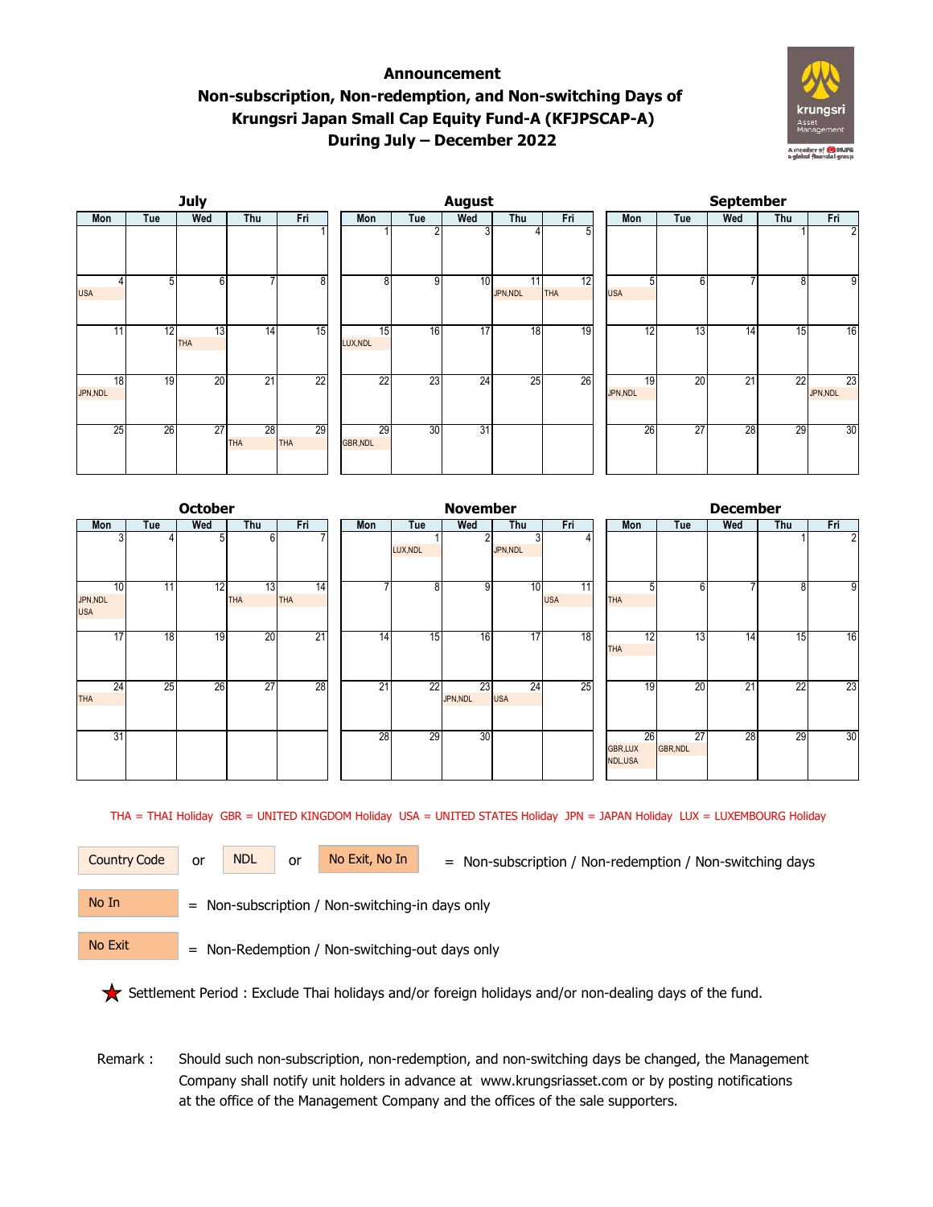**Announcement**
**Non-subscription, Non-redemption, and Non-switching Days of**
**Krungsri Japan Small Cap Equity Fund-A (KFJPSCAP-A)**
**During July – December 2022**

krungsri Asset Management

### July

| Mon | Tue | Wed | Thu | Fri |
|---|---|---|---|---|
| | | | | 1 |
| 4 USA | 5 | 6 | 7 | 8 |
| 11 | 12 | 13 THA | 14 | 15 |
| 18 JPN,NDL | 19 | 20 | 21 | 22 |
| 25 | 26 | 27 | 28 THA | 29 THA |

### August

| Mon | Tue | Wed | Thu | Fri |
|---|---|---|---|---|
| 1 | 2 | 3 | 4 | 5 |
| 8 | 9 | 10 | 11 JPN,NDL | 12 THA |
| 15 LUX,NDL | 16 | 17 | 18 | 19 |
| 22 | 23 | 24 | 25 | 26 |
| 29 GBR,NDL | 30 | 31 | | |

### September

| Mon | Tue | Wed | Thu | Fri |
|---|---|---|---|---|
| | | | 1 | 2 |
| 5 USA | 6 | 7 | 8 | 9 |
| 12 | 13 | 14 | 15 | 16 |
| 19 JPN,NDL | 20 | 21 | 22 | 23 JPN,NDL |
| 26 | 27 | 28 | 29 | 30 |

### October

| Mon | Tue | Wed | Thu | Fri |
|---|---|---|---|---|
| 3 | 4 | 5 | 6 | 7 |
| 10 JPN,NDL USA | 11 | 12 | 13 THA | 14 THA |
| 17 | 18 | 19 | 20 | 21 |
| 24 THA | 25 | 26 | 27 | 28 |
| 31 | | | | |

### November

| Mon | Tue | Wed | Thu | Fri |
|---|---|---|---|---|
| | 1 LUX,NDL | 2 | 3 JPN,NDL | 4 |
| 7 | 8 | 9 | 10 | 11 USA |
| 14 | 15 | 16 | 17 | 18 |
| 21 | 22 | 23 JPN,NDL | 24 USA | 25 |
| 28 | 29 | 30 | | |

### December

| Mon | Tue | Wed | Thu | Fri |
|---|---|---|---|---|
| | | | 1 | 2 |
| 5 THA | 6 | 7 | 8 | 9 |
| 12 THA | 13 | 14 | 15 | 16 |
| 19 | 20 | 21 | 22 | 23 |
| 26 GBR,LUX NDL,USA | 27 GBR,NDL | 28 | 29 | 30 |

THA = THAI Holiday GBR = UNITED KINGDOM Holiday USA = UNITED STATES Holiday JPN = JAPAN Holiday LUX = LUXEMBOURG Holiday

Country Code or NDL or No Exit, No In = Non-subscription / Non-redemption / Non-switching days

No In = Non-subscription / Non-switching-in days only

No Exit = Non-Redemption / Non-switching-out days only

★ Settlement Period : Exclude Thai holidays and/or foreign holidays and/or non-dealing days of the fund.

Remark : Should such non-subscription, non-redemption, and non-switching days be changed, the Management Company shall notify unit holders in advance at www.krungsriasset.com or by posting notifications at the office of the Management Company and the offices of the sale supporters.